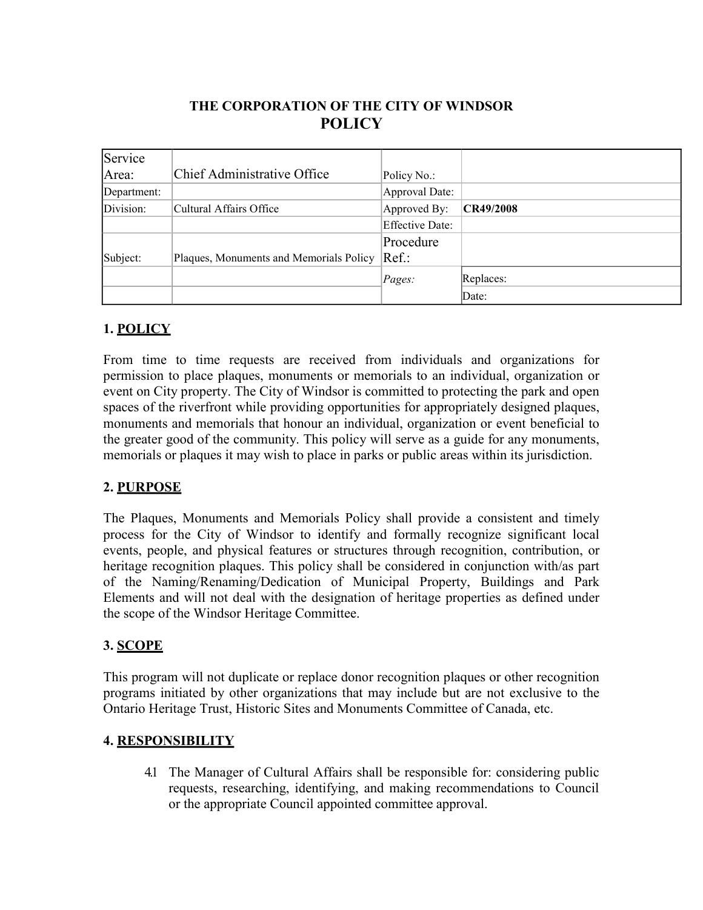# THE CORPORATION OF THE CITY OF WINDSOR
# POLICY

| Service Area: | Chief Administrative Office | Policy No.: | |
|---|---|---|---|
| Department: | | Approval Date: | |
| Division: | Cultural Affairs Office | Approved By: | **CR49/2008** |
| | | Effective Date: | |
| Subject: | Plaques, Monuments and Memorials Policy | Procedure Ref.: | |
| | | *Pages:* | Replaces: |
| | | | Date: |

## 1. POLICY

From time to time requests are received from individuals and organizations for permission to place plaques, monuments or memorials to an individual, organization or event on City property. The City of Windsor is committed to protecting the park and open spaces of the riverfront while providing opportunities for appropriately designed plaques, monuments and memorials that honour an individual, organization or event beneficial to the greater good of the community. This policy will serve as a guide for any monuments, memorials or plaques it may wish to place in parks or public areas within its jurisdiction.

## 2. PURPOSE

The Plaques, Monuments and Memorials Policy shall provide a consistent and timely process for the City of Windsor to identify and formally recognize significant local events, people, and physical features or structures through recognition, contribution, or heritage recognition plaques. This policy shall be considered in conjunction with/as part of the Naming/Renaming/Dedication of Municipal Property, Buildings and Park Elements and will not deal with the designation of heritage properties as defined under the scope of the Windsor Heritage Committee.

## 3. SCOPE

This program will not duplicate or replace donor recognition plaques or other recognition programs initiated by other organizations that may include but are not exclusive to the Ontario Heritage Trust, Historic Sites and Monuments Committee of Canada, etc.

## 4. RESPONSIBILITY

4.1 The Manager of Cultural Affairs shall be responsible for: considering public requests, researching, identifying, and making recommendations to Council or the appropriate Council appointed committee approval.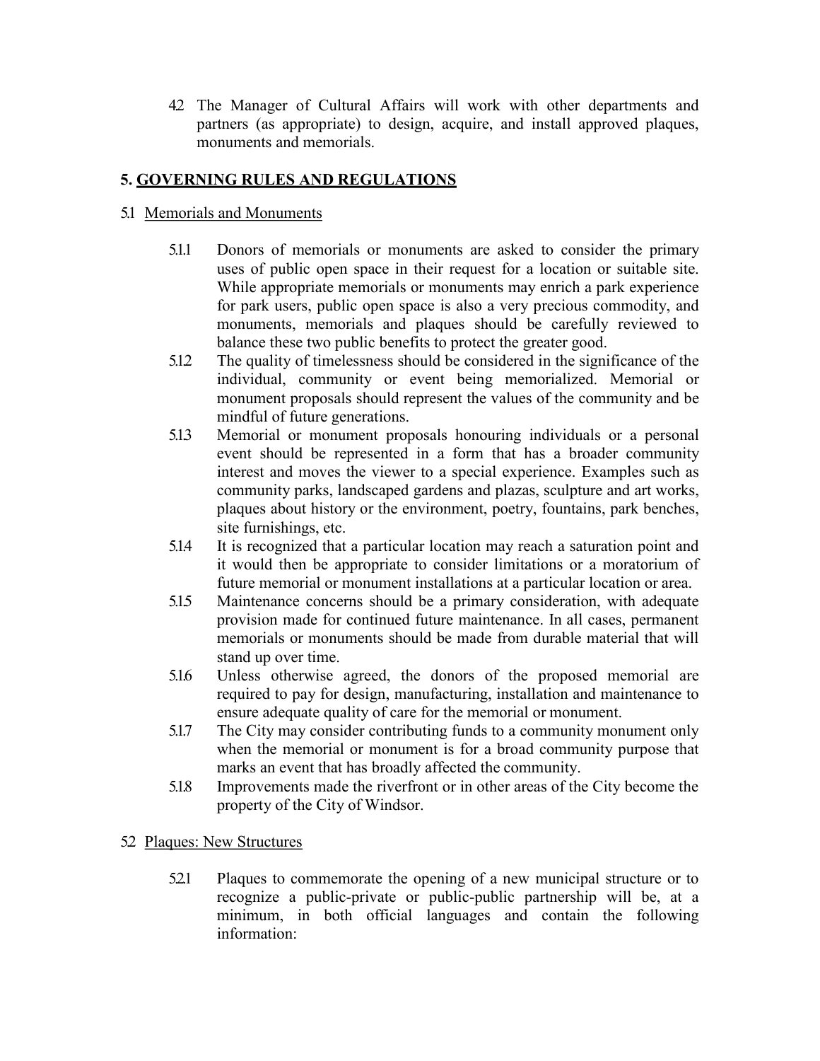4.2 The Manager of Cultural Affairs will work with other departments and partners (as appropriate) to design, acquire, and install approved plaques, monuments and memorials.

## 5. GOVERNING RULES AND REGULATIONS

### 5.1 Memorials and Monuments

5.1.1 Donors of memorials or monuments are asked to consider the primary uses of public open space in their request for a location or suitable site. While appropriate memorials or monuments may enrich a park experience for park users, public open space is also a very precious commodity, and monuments, memorials and plaques should be carefully reviewed to balance these two public benefits to protect the greater good.

5.1.2 The quality of timelessness should be considered in the significance of the individual, community or event being memorialized. Memorial or monument proposals should represent the values of the community and be mindful of future generations.

5.1.3 Memorial or monument proposals honouring individuals or a personal event should be represented in a form that has a broader community interest and moves the viewer to a special experience. Examples such as community parks, landscaped gardens and plazas, sculpture and art works, plaques about history or the environment, poetry, fountains, park benches, site furnishings, etc.

5.1.4 It is recognized that a particular location may reach a saturation point and it would then be appropriate to consider limitations or a moratorium of future memorial or monument installations at a particular location or area.

5.1.5 Maintenance concerns should be a primary consideration, with adequate provision made for continued future maintenance. In all cases, permanent memorials or monuments should be made from durable material that will stand up over time.

5.1.6 Unless otherwise agreed, the donors of the proposed memorial are required to pay for design, manufacturing, installation and maintenance to ensure adequate quality of care for the memorial or monument.

5.1.7 The City may consider contributing funds to a community monument only when the memorial or monument is for a broad community purpose that marks an event that has broadly affected the community.

5.1.8 Improvements made the riverfront or in other areas of the City become the property of the City of Windsor.

### 5.2 Plaques: New Structures

5.2.1 Plaques to commemorate the opening of a new municipal structure or to recognize a public-private or public-public partnership will be, at a minimum, in both official languages and contain the following information: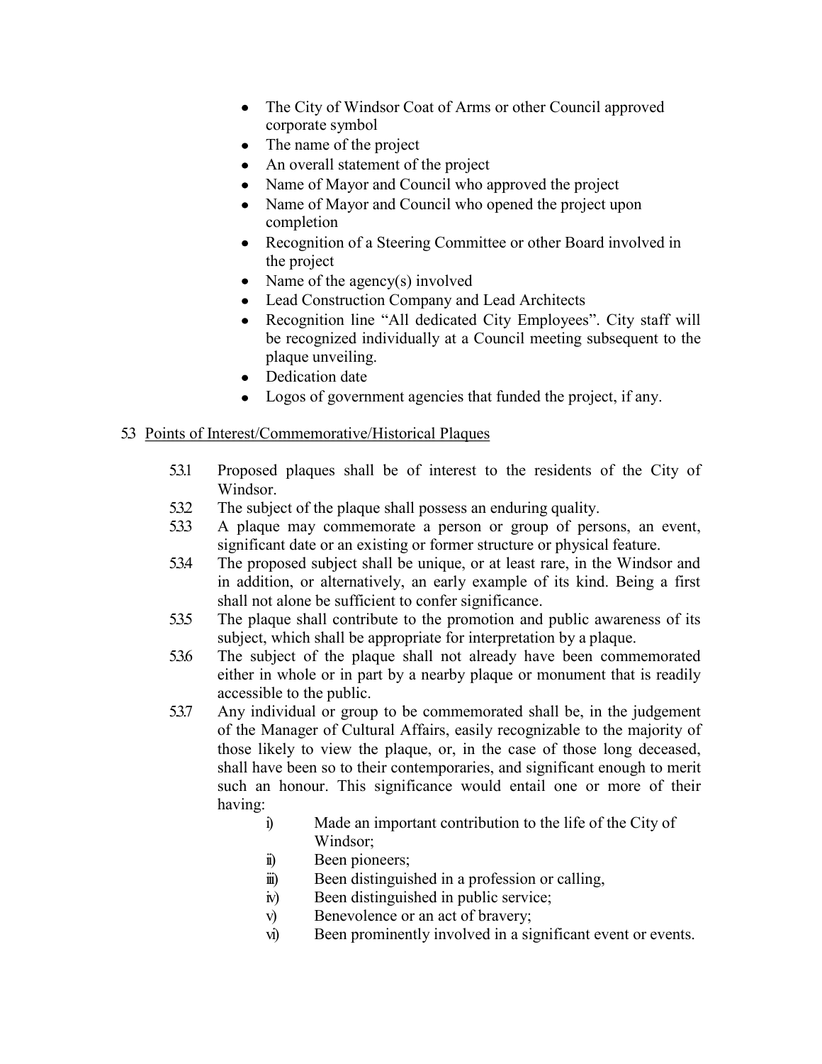- The City of Windsor Coat of Arms or other Council approved corporate symbol
- The name of the project
- An overall statement of the project
- Name of Mayor and Council who approved the project
- Name of Mayor and Council who opened the project upon completion
- Recognition of a Steering Committee or other Board involved in the project
- Name of the agency(s) involved
- Lead Construction Company and Lead Architects
- Recognition line "All dedicated City Employees". City staff will be recognized individually at a Council meeting subsequent to the plaque unveiling.
- Dedication date
- Logos of government agencies that funded the project, if any.

5.3 Points of Interest/Commemorative/Historical Plaques

5.3.1 Proposed plaques shall be of interest to the residents of the City of Windsor.

5.3.2 The subject of the plaque shall possess an enduring quality.

5.3.3 A plaque may commemorate a person or group of persons, an event, significant date or an existing or former structure or physical feature.

5.3.4 The proposed subject shall be unique, or at least rare, in the Windsor and in addition, or alternatively, an early example of its kind. Being a first shall not alone be sufficient to confer significance.

5.3.5 The plaque shall contribute to the promotion and public awareness of its subject, which shall be appropriate for interpretation by a plaque.

5.3.6 The subject of the plaque shall not already have been commemorated either in whole or in part by a nearby plaque or monument that is readily accessible to the public.

5.3.7 Any individual or group to be commemorated shall be, in the judgement of the Manager of Cultural Affairs, easily recognizable to the majority of those likely to view the plaque, or, in the case of those long deceased, shall have been so to their contemporaries, and significant enough to merit such an honour. This significance would entail one or more of their having:

i) Made an important contribution to the life of the City of Windsor;
ii) Been pioneers;
iii) Been distinguished in a profession or calling,
iv) Been distinguished in public service;
v) Benevolence or an act of bravery;
vi) Been prominently involved in a significant event or events.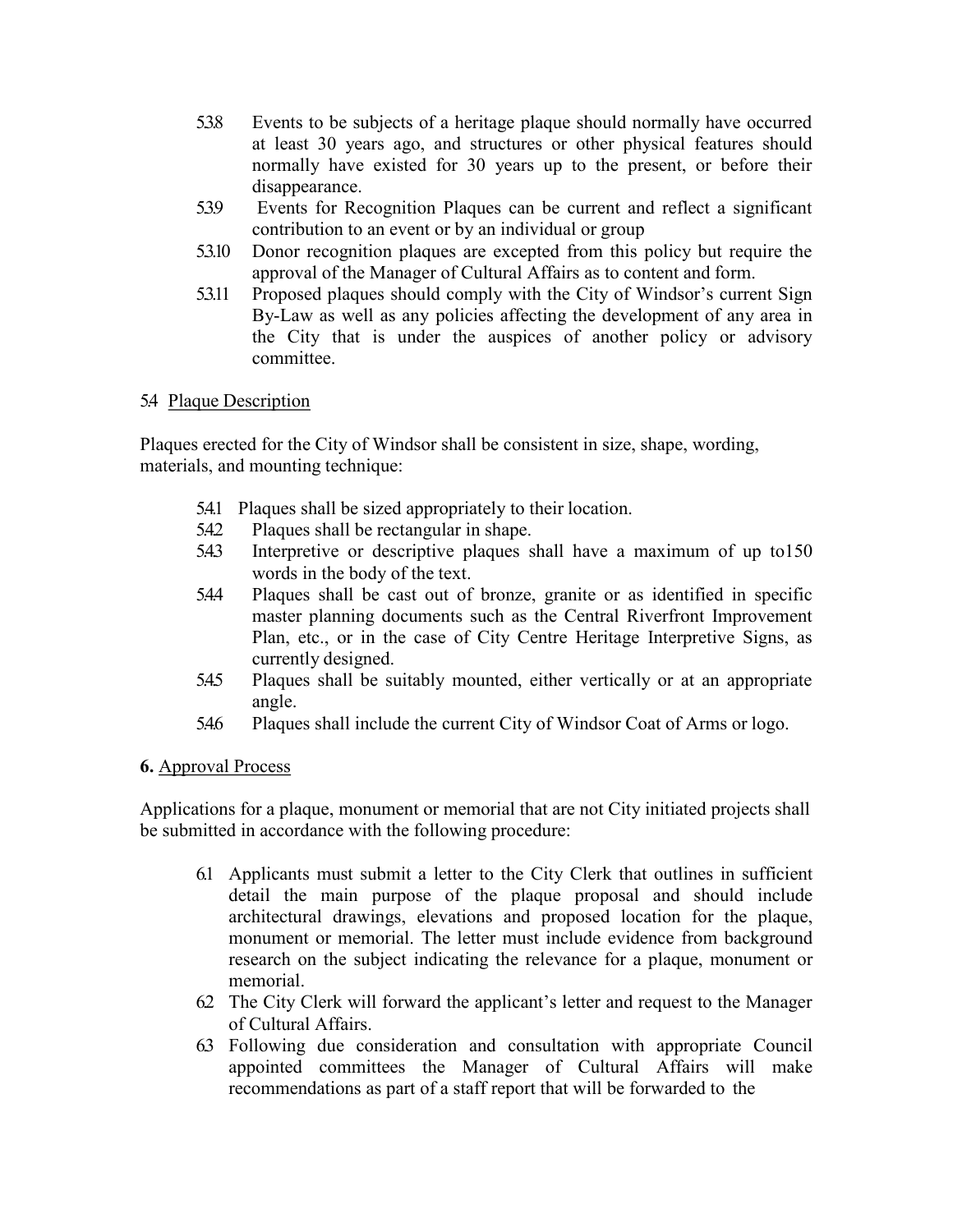5.3.8 Events to be subjects of a heritage plaque should normally have occurred at least 30 years ago, and structures or other physical features should normally have existed for 30 years up to the present, or before their disappearance.

5.3.9 Events for Recognition Plaques can be current and reflect a significant contribution to an event or by an individual or group

5.3.10 Donor recognition plaques are excepted from this policy but require the approval of the Manager of Cultural Affairs as to content and form.

5.3.11 Proposed plaques should comply with the City of Windsor's current Sign By-Law as well as any policies affecting the development of any area in the City that is under the auspices of another policy or advisory committee.

5.4 <u>Plaque Description</u>

Plaques erected for the City of Windsor shall be consistent in size, shape, wording, materials, and mounting technique:

5.4.1 Plaques shall be sized appropriately to their location.

5.4.2 Plaques shall be rectangular in shape.

5.4.3 Interpretive or descriptive plaques shall have a maximum of up to150 words in the body of the text.

5.4.4 Plaques shall be cast out of bronze, granite or as identified in specific master planning documents such as the Central Riverfront Improvement Plan, etc., or in the case of City Centre Heritage Interpretive Signs, as currently designed.

5.4.5 Plaques shall be suitably mounted, either vertically or at an appropriate angle.

5.4.6 Plaques shall include the current City of Windsor Coat of Arms or logo.

**6.** <u>Approval Process</u>

Applications for a plaque, monument or memorial that are not City initiated projects shall be submitted in accordance with the following procedure:

6.1 Applicants must submit a letter to the City Clerk that outlines in sufficient detail the main purpose of the plaque proposal and should include architectural drawings, elevations and proposed location for the plaque, monument or memorial. The letter must include evidence from background research on the subject indicating the relevance for a plaque, monument or memorial.

6.2 The City Clerk will forward the applicant's letter and request to the Manager of Cultural Affairs.

6.3 Following due consideration and consultation with appropriate Council appointed committees the Manager of Cultural Affairs will make recommendations as part of a staff report that will be forwarded to the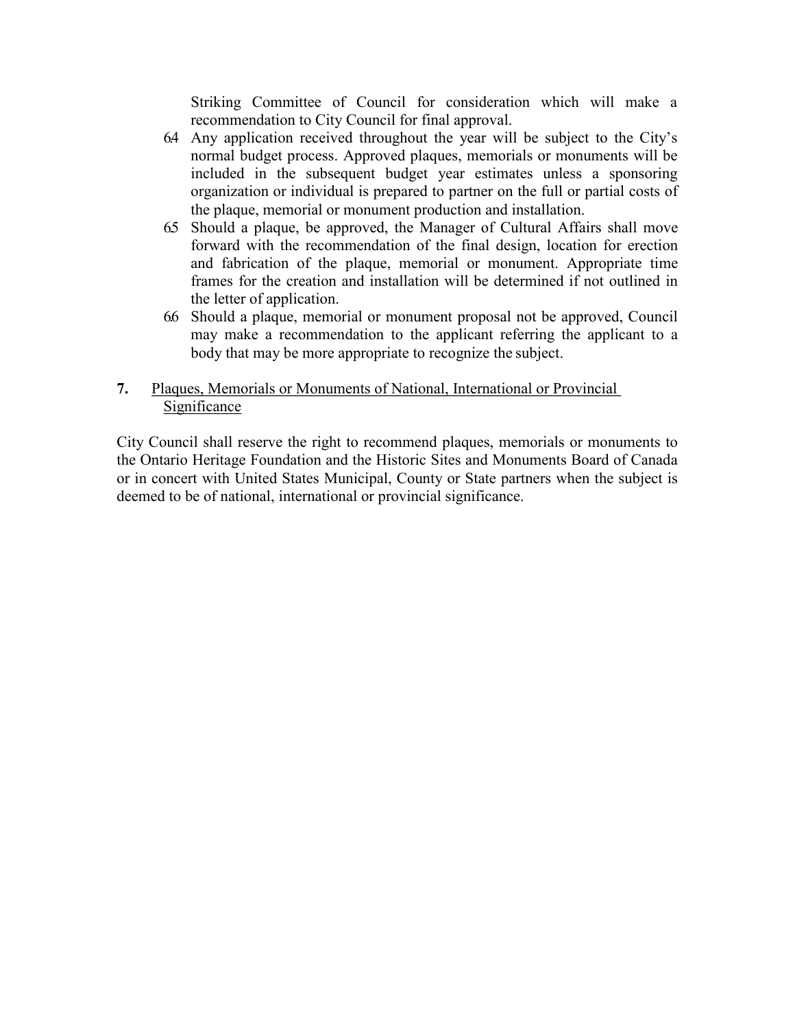Striking Committee of Council for consideration which will make a recommendation to City Council for final approval.

6.4 Any application received throughout the year will be subject to the City's normal budget process. Approved plaques, memorials or monuments will be included in the subsequent budget year estimates unless a sponsoring organization or individual is prepared to partner on the full or partial costs of the plaque, memorial or monument production and installation.

6.5 Should a plaque, be approved, the Manager of Cultural Affairs shall move forward with the recommendation of the final design, location for erection and fabrication of the plaque, memorial or monument. Appropriate time frames for the creation and installation will be determined if not outlined in the letter of application.

6.6 Should a plaque, memorial or monument proposal not be approved, Council may make a recommendation to the applicant referring the applicant to a body that may be more appropriate to recognize the subject.

**7.** Plaques, Memorials or Monuments of National, International or Provincial Significance

City Council shall reserve the right to recommend plaques, memorials or monuments to the Ontario Heritage Foundation and the Historic Sites and Monuments Board of Canada or in concert with United States Municipal, County or State partners when the subject is deemed to be of national, international or provincial significance.